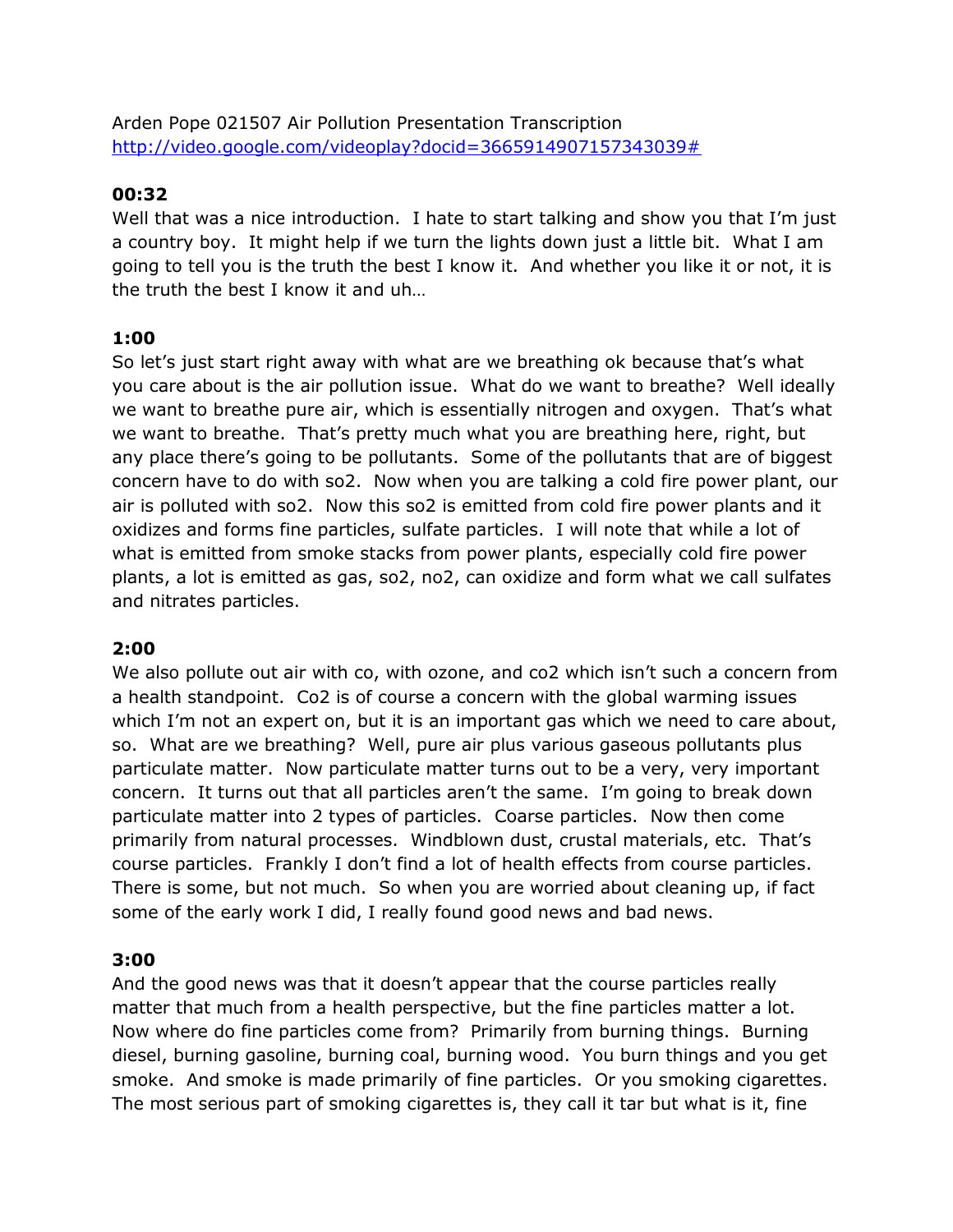Arden Pope 021507 Air Pollution Presentation Transcription
http://video.google.com/videoplay?docid=3665914907157343039#

**00:32**

Well that was a nice introduction. I hate to start talking and show you that I'm just a country boy. It might help if we turn the lights down just a little bit. What I am going to tell you is the truth the best I know it. And whether you like it or not, it is the truth the best I know it and uh…

**1:00**

So let's just start right away with what are we breathing ok because that's what you care about is the air pollution issue. What do we want to breathe? Well ideally we want to breathe pure air, which is essentially nitrogen and oxygen. That's what we want to breathe. That's pretty much what you are breathing here, right, but any place there's going to be pollutants. Some of the pollutants that are of biggest concern have to do with so2. Now when you are talking a cold fire power plant, our air is polluted with so2. Now this so2 is emitted from cold fire power plants and it oxidizes and forms fine particles, sulfate particles. I will note that while a lot of what is emitted from smoke stacks from power plants, especially cold fire power plants, a lot is emitted as gas, so2, no2, can oxidize and form what we call sulfates and nitrates particles.

**2:00**

We also pollute out air with co, with ozone, and co2 which isn't such a concern from a health standpoint. Co2 is of course a concern with the global warming issues which I'm not an expert on, but it is an important gas which we need to care about, so. What are we breathing? Well, pure air plus various gaseous pollutants plus particulate matter. Now particulate matter turns out to be a very, very important concern. It turns out that all particles aren't the same. I'm going to break down particulate matter into 2 types of particles. Coarse particles. Now then come primarily from natural processes. Windblown dust, crustal materials, etc. That's course particles. Frankly I don't find a lot of health effects from course particles. There is some, but not much. So when you are worried about cleaning up, if fact some of the early work I did, I really found good news and bad news.

**3:00**

And the good news was that it doesn't appear that the course particles really matter that much from a health perspective, but the fine particles matter a lot. Now where do fine particles come from? Primarily from burning things. Burning diesel, burning gasoline, burning coal, burning wood. You burn things and you get smoke. And smoke is made primarily of fine particles. Or you smoking cigarettes. The most serious part of smoking cigarettes is, they call it tar but what is it, fine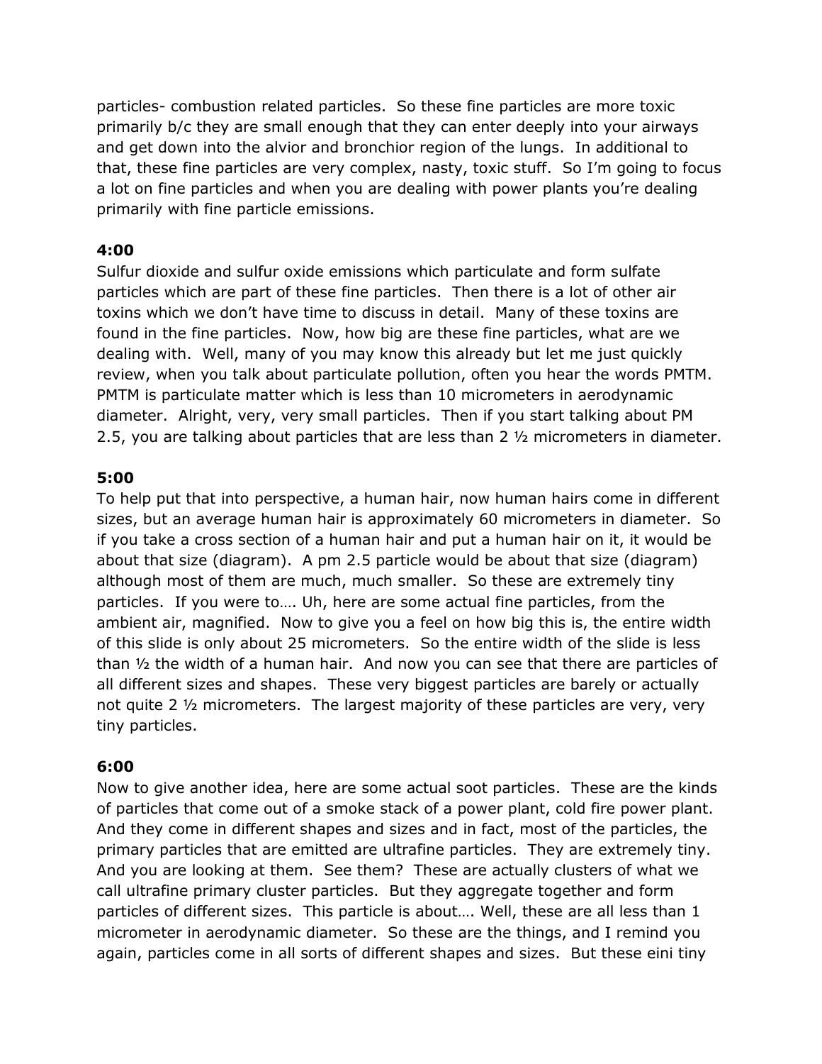particles- combustion related particles. So these fine particles are more toxic primarily b/c they are small enough that they can enter deeply into your airways and get down into the alvior and bronchior region of the lungs. In additional to that, these fine particles are very complex, nasty, toxic stuff. So I'm going to focus a lot on fine particles and when you are dealing with power plants you're dealing primarily with fine particle emissions.

**4:00**

Sulfur dioxide and sulfur oxide emissions which particulate and form sulfate particles which are part of these fine particles. Then there is a lot of other air toxins which we don't have time to discuss in detail. Many of these toxins are found in the fine particles. Now, how big are these fine particles, what are we dealing with. Well, many of you may know this already but let me just quickly review, when you talk about particulate pollution, often you hear the words PMTM. PMTM is particulate matter which is less than 10 micrometers in aerodynamic diameter. Alright, very, very small particles. Then if you start talking about PM 2.5, you are talking about particles that are less than 2 ½ micrometers in diameter.

**5:00**

To help put that into perspective, a human hair, now human hairs come in different sizes, but an average human hair is approximately 60 micrometers in diameter. So if you take a cross section of a human hair and put a human hair on it, it would be about that size (diagram). A pm 2.5 particle would be about that size (diagram) although most of them are much, much smaller. So these are extremely tiny particles. If you were to…. Uh, here are some actual fine particles, from the ambient air, magnified. Now to give you a feel on how big this is, the entire width of this slide is only about 25 micrometers. So the entire width of the slide is less than ½ the width of a human hair. And now you can see that there are particles of all different sizes and shapes. These very biggest particles are barely or actually not quite 2 ½ micrometers. The largest majority of these particles are very, very tiny particles.

**6:00**

Now to give another idea, here are some actual soot particles. These are the kinds of particles that come out of a smoke stack of a power plant, cold fire power plant. And they come in different shapes and sizes and in fact, most of the particles, the primary particles that are emitted are ultrafine particles. They are extremely tiny. And you are looking at them. See them? These are actually clusters of what we call ultrafine primary cluster particles. But they aggregate together and form particles of different sizes. This particle is about…. Well, these are all less than 1 micrometer in aerodynamic diameter. So these are the things, and I remind you again, particles come in all sorts of different shapes and sizes. But these eini tiny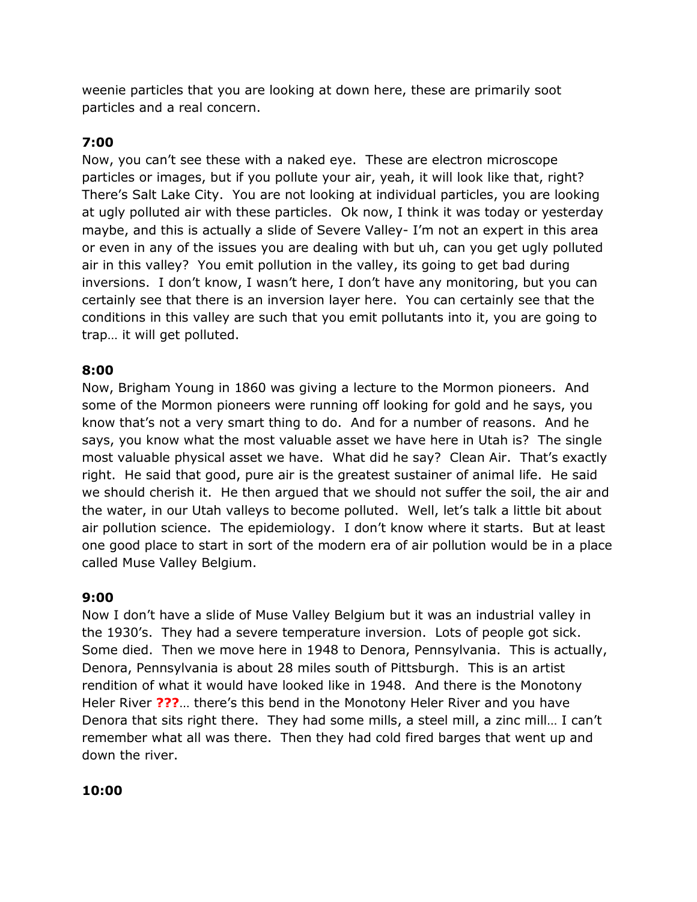weenie particles that you are looking at down here, these are primarily soot particles and a real concern.

**7:00**

Now, you can't see these with a naked eye. These are electron microscope particles or images, but if you pollute your air, yeah, it will look like that, right? There's Salt Lake City. You are not looking at individual particles, you are looking at ugly polluted air with these particles. Ok now, I think it was today or yesterday maybe, and this is actually a slide of Severe Valley- I'm not an expert in this area or even in any of the issues you are dealing with but uh, can you get ugly polluted air in this valley? You emit pollution in the valley, its going to get bad during inversions. I don't know, I wasn't here, I don't have any monitoring, but you can certainly see that there is an inversion layer here. You can certainly see that the conditions in this valley are such that you emit pollutants into it, you are going to trap… it will get polluted.

**8:00**

Now, Brigham Young in 1860 was giving a lecture to the Mormon pioneers. And some of the Mormon pioneers were running off looking for gold and he says, you know that's not a very smart thing to do. And for a number of reasons. And he says, you know what the most valuable asset we have here in Utah is? The single most valuable physical asset we have. What did he say? Clean Air. That's exactly right. He said that good, pure air is the greatest sustainer of animal life. He said we should cherish it. He then argued that we should not suffer the soil, the air and the water, in our Utah valleys to become polluted. Well, let's talk a little bit about air pollution science. The epidemiology. I don't know where it starts. But at least one good place to start in sort of the modern era of air pollution would be in a place called Muse Valley Belgium.

**9:00**

Now I don't have a slide of Muse Valley Belgium but it was an industrial valley in the 1930's. They had a severe temperature inversion. Lots of people got sick. Some died. Then we move here in 1948 to Denora, Pennsylvania. This is actually, Denora, Pennsylvania is about 28 miles south of Pittsburgh. This is an artist rendition of what it would have looked like in 1948. And there is the Monotony Heler River **???**… there's this bend in the Monotony Heler River and you have Denora that sits right there. They had some mills, a steel mill, a zinc mill… I can't remember what all was there. Then they had cold fired barges that went up and down the river.

**10:00**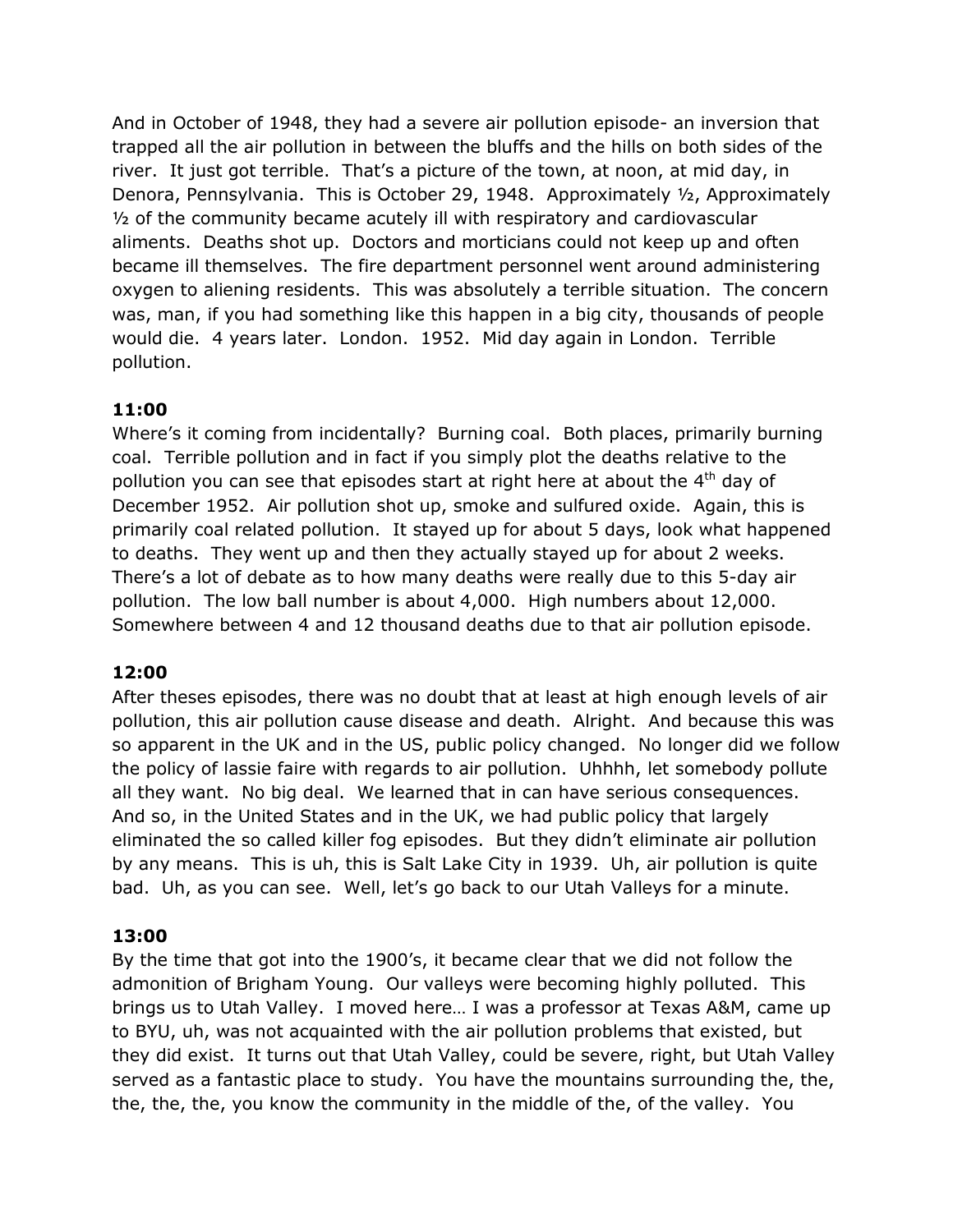And in October of 1948, they had a severe air pollution episode- an inversion that trapped all the air pollution in between the bluffs and the hills on both sides of the river. It just got terrible. That's a picture of the town, at noon, at mid day, in Denora, Pennsylvania. This is October 29, 1948. Approximately ½, Approximately ½ of the community became acutely ill with respiratory and cardiovascular aliments. Deaths shot up. Doctors and morticians could not keep up and often became ill themselves. The fire department personnel went around administering oxygen to aliening residents. This was absolutely a terrible situation. The concern was, man, if you had something like this happen in a big city, thousands of people would die. 4 years later. London. 1952. Mid day again in London. Terrible pollution.

**11:00**
Where's it coming from incidentally? Burning coal. Both places, primarily burning coal. Terrible pollution and in fact if you simply plot the deaths relative to the pollution you can see that episodes start at right here at about the 4th day of December 1952. Air pollution shot up, smoke and sulfured oxide. Again, this is primarily coal related pollution. It stayed up for about 5 days, look what happened to deaths. They went up and then they actually stayed up for about 2 weeks. There's a lot of debate as to how many deaths were really due to this 5-day air pollution. The low ball number is about 4,000. High numbers about 12,000. Somewhere between 4 and 12 thousand deaths due to that air pollution episode.

**12:00**
After theses episodes, there was no doubt that at least at high enough levels of air pollution, this air pollution cause disease and death. Alright. And because this was so apparent in the UK and in the US, public policy changed. No longer did we follow the policy of lassie faire with regards to air pollution. Uhhhh, let somebody pollute all they want. No big deal. We learned that in can have serious consequences. And so, in the United States and in the UK, we had public policy that largely eliminated the so called killer fog episodes. But they didn't eliminate air pollution by any means. This is uh, this is Salt Lake City in 1939. Uh, air pollution is quite bad. Uh, as you can see. Well, let's go back to our Utah Valleys for a minute.

**13:00**
By the time that got into the 1900's, it became clear that we did not follow the admonition of Brigham Young. Our valleys were becoming highly polluted. This brings us to Utah Valley. I moved here… I was a professor at Texas A&M, came up to BYU, uh, was not acquainted with the air pollution problems that existed, but they did exist. It turns out that Utah Valley, could be severe, right, but Utah Valley served as a fantastic place to study. You have the mountains surrounding the, the, the, the, the, you know the community in the middle of the, of the valley. You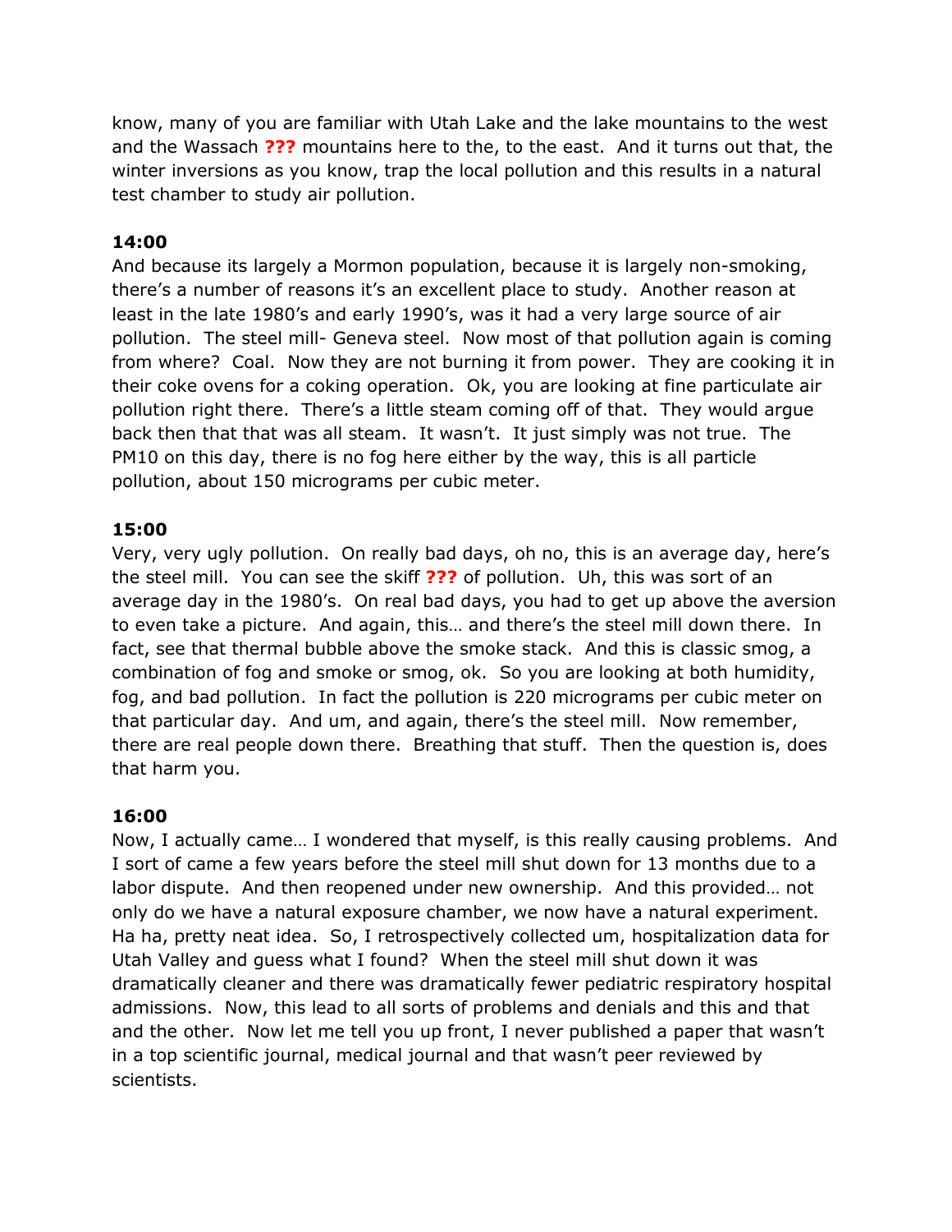know, many of you are familiar with Utah Lake and the lake mountains to the west and the Wassach **???** mountains here to the, to the east. And it turns out that, the winter inversions as you know, trap the local pollution and this results in a natural test chamber to study air pollution.

**14:00**

And because its largely a Mormon population, because it is largely non-smoking, there's a number of reasons it's an excellent place to study. Another reason at least in the late 1980's and early 1990's, was it had a very large source of air pollution. The steel mill- Geneva steel. Now most of that pollution again is coming from where? Coal. Now they are not burning it from power. They are cooking it in their coke ovens for a coking operation. Ok, you are looking at fine particulate air pollution right there. There's a little steam coming off of that. They would argue back then that that was all steam. It wasn't. It just simply was not true. The PM10 on this day, there is no fog here either by the way, this is all particle pollution, about 150 micrograms per cubic meter.

**15:00**

Very, very ugly pollution. On really bad days, oh no, this is an average day, here's the steel mill. You can see the skiff **???** of pollution. Uh, this was sort of an average day in the 1980's. On real bad days, you had to get up above the aversion to even take a picture. And again, this… and there's the steel mill down there. In fact, see that thermal bubble above the smoke stack. And this is classic smog, a combination of fog and smoke or smog, ok. So you are looking at both humidity, fog, and bad pollution. In fact the pollution is 220 micrograms per cubic meter on that particular day. And um, and again, there's the steel mill. Now remember, there are real people down there. Breathing that stuff. Then the question is, does that harm you.

**16:00**

Now, I actually came… I wondered that myself, is this really causing problems. And I sort of came a few years before the steel mill shut down for 13 months due to a labor dispute. And then reopened under new ownership. And this provided… not only do we have a natural exposure chamber, we now have a natural experiment. Ha ha, pretty neat idea. So, I retrospectively collected um, hospitalization data for Utah Valley and guess what I found? When the steel mill shut down it was dramatically cleaner and there was dramatically fewer pediatric respiratory hospital admissions. Now, this lead to all sorts of problems and denials and this and that and the other. Now let me tell you up front, I never published a paper that wasn't in a top scientific journal, medical journal and that wasn't peer reviewed by scientists.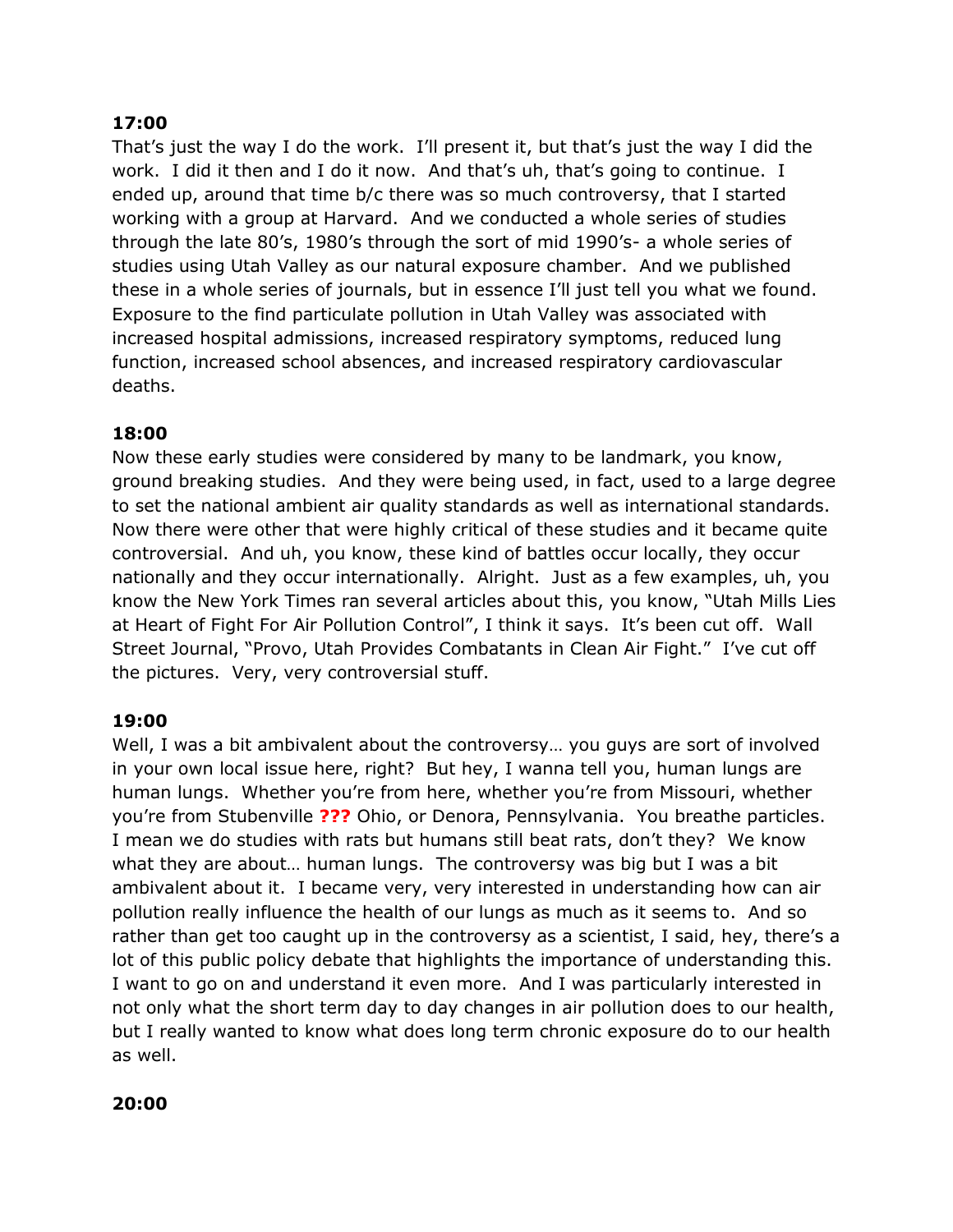**17:00**

That's just the way I do the work. I'll present it, but that's just the way I did the work. I did it then and I do it now. And that's uh, that's going to continue. I ended up, around that time b/c there was so much controversy, that I started working with a group at Harvard. And we conducted a whole series of studies through the late 80's, 1980's through the sort of mid 1990's- a whole series of studies using Utah Valley as our natural exposure chamber. And we published these in a whole series of journals, but in essence I'll just tell you what we found. Exposure to the find particulate pollution in Utah Valley was associated with increased hospital admissions, increased respiratory symptoms, reduced lung function, increased school absences, and increased respiratory cardiovascular deaths.

**18:00**

Now these early studies were considered by many to be landmark, you know, ground breaking studies. And they were being used, in fact, used to a large degree to set the national ambient air quality standards as well as international standards. Now there were other that were highly critical of these studies and it became quite controversial. And uh, you know, these kind of battles occur locally, they occur nationally and they occur internationally. Alright. Just as a few examples, uh, you know the New York Times ran several articles about this, you know, "Utah Mills Lies at Heart of Fight For Air Pollution Control", I think it says. It's been cut off. Wall Street Journal, "Provo, Utah Provides Combatants in Clean Air Fight." I've cut off the pictures. Very, very controversial stuff.

**19:00**

Well, I was a bit ambivalent about the controversy… you guys are sort of involved in your own local issue here, right? But hey, I wanna tell you, human lungs are human lungs. Whether you're from here, whether you're from Missouri, whether you're from Stubenville **???** Ohio, or Denora, Pennsylvania. You breathe particles. I mean we do studies with rats but humans still beat rats, don't they? We know what they are about… human lungs. The controversy was big but I was a bit ambivalent about it. I became very, very interested in understanding how can air pollution really influence the health of our lungs as much as it seems to. And so rather than get too caught up in the controversy as a scientist, I said, hey, there's a lot of this public policy debate that highlights the importance of understanding this. I want to go on and understand it even more. And I was particularly interested in not only what the short term day to day changes in air pollution does to our health, but I really wanted to know what does long term chronic exposure do to our health as well.

**20:00**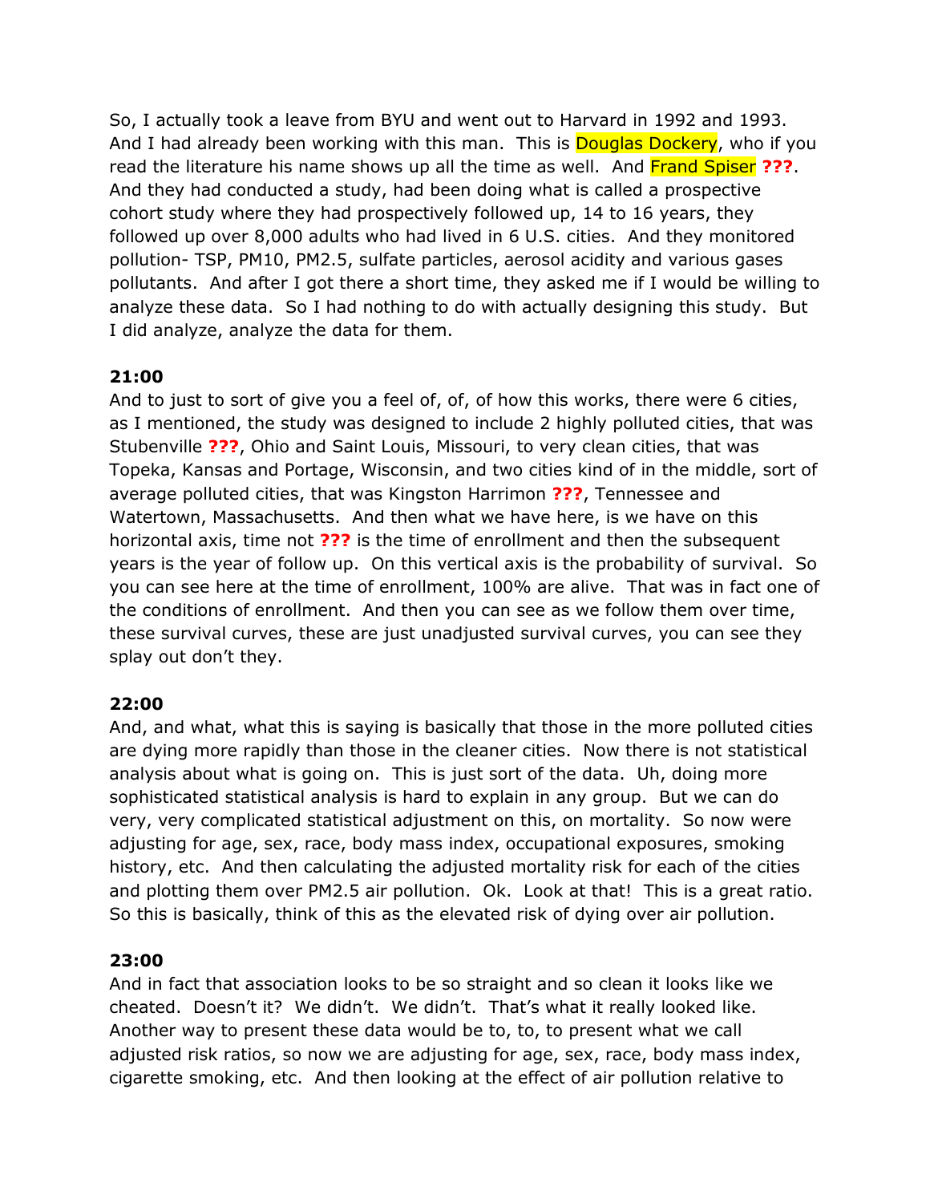So, I actually took a leave from BYU and went out to Harvard in 1992 and 1993. And I had already been working with this man. This is Douglas Dockery, who if you read the literature his name shows up all the time as well. And Frand Spiser **???**. And they had conducted a study, had been doing what is called a prospective cohort study where they had prospectively followed up, 14 to 16 years, they followed up over 8,000 adults who had lived in 6 U.S. cities. And they monitored pollution- TSP, PM10, PM2.5, sulfate particles, aerosol acidity and various gases pollutants. And after I got there a short time, they asked me if I would be willing to analyze these data. So I had nothing to do with actually designing this study. But I did analyze, analyze the data for them.

**21:00**
And to just to sort of give you a feel of, of, of how this works, there were 6 cities, as I mentioned, the study was designed to include 2 highly polluted cities, that was Stubenville **???**, Ohio and Saint Louis, Missouri, to very clean cities, that was Topeka, Kansas and Portage, Wisconsin, and two cities kind of in the middle, sort of average polluted cities, that was Kingston Harrimon **???**, Tennessee and Watertown, Massachusetts. And then what we have here, is we have on this horizontal axis, time not **???** is the time of enrollment and then the subsequent years is the year of follow up. On this vertical axis is the probability of survival. So you can see here at the time of enrollment, 100% are alive. That was in fact one of the conditions of enrollment. And then you can see as we follow them over time, these survival curves, these are just unadjusted survival curves, you can see they splay out don't they.

**22:00**
And, and what, what this is saying is basically that those in the more polluted cities are dying more rapidly than those in the cleaner cities. Now there is not statistical analysis about what is going on. This is just sort of the data. Uh, doing more sophisticated statistical analysis is hard to explain in any group. But we can do very, very complicated statistical adjustment on this, on mortality. So now were adjusting for age, sex, race, body mass index, occupational exposures, smoking history, etc. And then calculating the adjusted mortality risk for each of the cities and plotting them over PM2.5 air pollution. Ok. Look at that! This is a great ratio. So this is basically, think of this as the elevated risk of dying over air pollution.

**23:00**
And in fact that association looks to be so straight and so clean it looks like we cheated. Doesn't it? We didn't. We didn't. That's what it really looked like. Another way to present these data would be to, to, to present what we call adjusted risk ratios, so now we are adjusting for age, sex, race, body mass index, cigarette smoking, etc. And then looking at the effect of air pollution relative to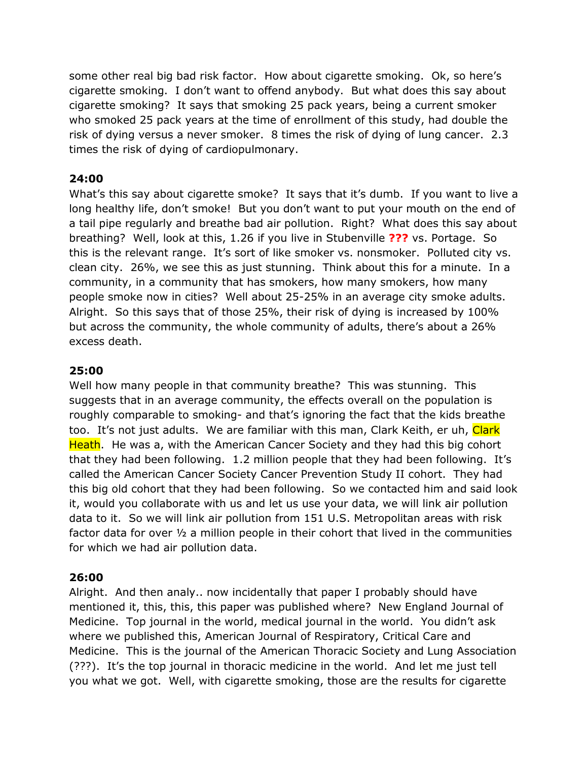some other real big bad risk factor. How about cigarette smoking. Ok, so here's cigarette smoking. I don't want to offend anybody. But what does this say about cigarette smoking? It says that smoking 25 pack years, being a current smoker who smoked 25 pack years at the time of enrollment of this study, had double the risk of dying versus a never smoker. 8 times the risk of dying of lung cancer. 2.3 times the risk of dying of cardiopulmonary.

**24:00**
What's this say about cigarette smoke? It says that it's dumb. If you want to live a long healthy life, don't smoke! But you don't want to put your mouth on the end of a tail pipe regularly and breathe bad air pollution. Right? What does this say about breathing? Well, look at this, 1.26 if you live in Stubenville **???** vs. Portage. So this is the relevant range. It's sort of like smoker vs. nonsmoker. Polluted city vs. clean city. 26%, we see this as just stunning. Think about this for a minute. In a community, in a community that has smokers, how many smokers, how many people smoke now in cities? Well about 25-25% in an average city smoke adults. Alright. So this says that of those 25%, their risk of dying is increased by 100% but across the community, the whole community of adults, there's about a 26% excess death.

**25:00**
Well how many people in that community breathe? This was stunning. This suggests that in an average community, the effects overall on the population is roughly comparable to smoking- and that's ignoring the fact that the kids breathe too. It's not just adults. We are familiar with this man, Clark Keith, er uh, Clark Heath. He was a, with the American Cancer Society and they had this big cohort that they had been following. 1.2 million people that they had been following. It's called the American Cancer Society Cancer Prevention Study II cohort. They had this big old cohort that they had been following. So we contacted him and said look it, would you collaborate with us and let us use your data, we will link air pollution data to it. So we will link air pollution from 151 U.S. Metropolitan areas with risk factor data for over ½ a million people in their cohort that lived in the communities for which we had air pollution data.

**26:00**
Alright. And then analy.. now incidentally that paper I probably should have mentioned it, this, this, this paper was published where? New England Journal of Medicine. Top journal in the world, medical journal in the world. You didn't ask where we published this, American Journal of Respiratory, Critical Care and Medicine. This is the journal of the American Thoracic Society and Lung Association (???). It's the top journal in thoracic medicine in the world. And let me just tell you what we got. Well, with cigarette smoking, those are the results for cigarette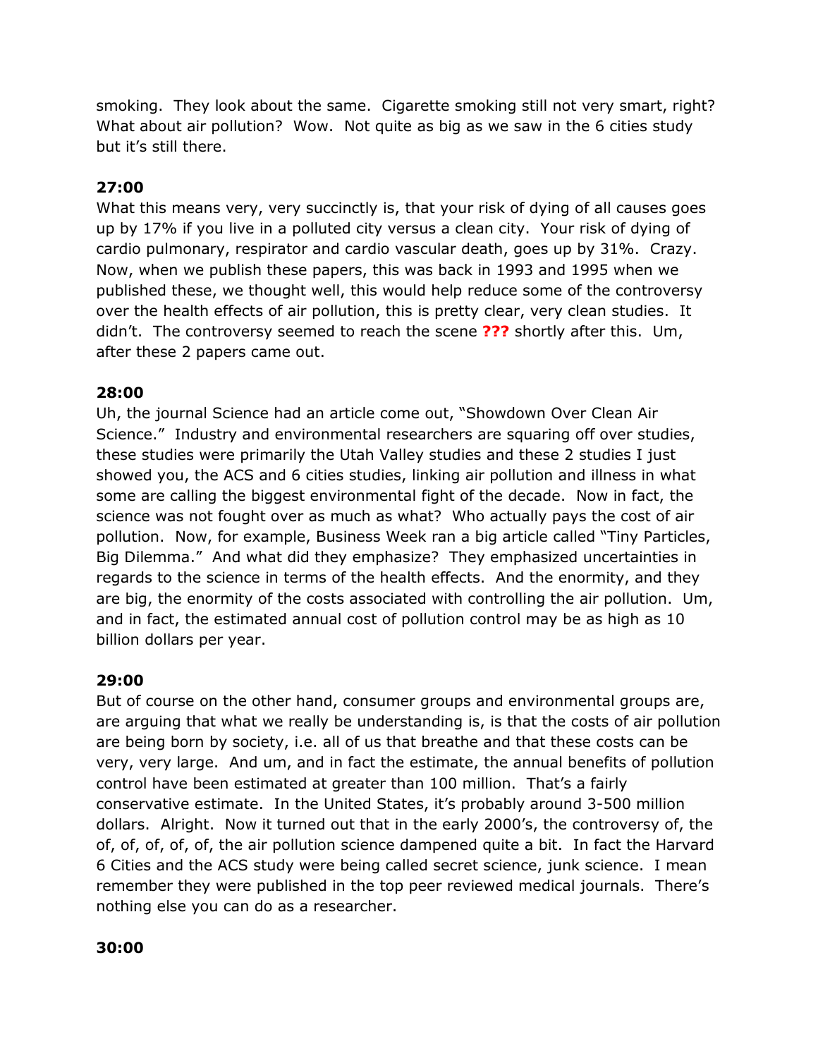smoking. They look about the same. Cigarette smoking still not very smart, right? What about air pollution? Wow. Not quite as big as we saw in the 6 cities study but it's still there.

**27:00**

What this means very, very succinctly is, that your risk of dying of all causes goes up by 17% if you live in a polluted city versus a clean city. Your risk of dying of cardio pulmonary, respirator and cardio vascular death, goes up by 31%. Crazy. Now, when we publish these papers, this was back in 1993 and 1995 when we published these, we thought well, this would help reduce some of the controversy over the health effects of air pollution, this is pretty clear, very clean studies. It didn't. The controversy seemed to reach the scene **???** shortly after this. Um, after these 2 papers came out.

**28:00**

Uh, the journal Science had an article come out, "Showdown Over Clean Air Science." Industry and environmental researchers are squaring off over studies, these studies were primarily the Utah Valley studies and these 2 studies I just showed you, the ACS and 6 cities studies, linking air pollution and illness in what some are calling the biggest environmental fight of the decade. Now in fact, the science was not fought over as much as what? Who actually pays the cost of air pollution. Now, for example, Business Week ran a big article called "Tiny Particles, Big Dilemma." And what did they emphasize? They emphasized uncertainties in regards to the science in terms of the health effects. And the enormity, and they are big, the enormity of the costs associated with controlling the air pollution. Um, and in fact, the estimated annual cost of pollution control may be as high as 10 billion dollars per year.

**29:00**

But of course on the other hand, consumer groups and environmental groups are, are arguing that what we really be understanding is, is that the costs of air pollution are being born by society, i.e. all of us that breathe and that these costs can be very, very large. And um, and in fact the estimate, the annual benefits of pollution control have been estimated at greater than 100 million. That's a fairly conservative estimate. In the United States, it's probably around 3-500 million dollars. Alright. Now it turned out that in the early 2000's, the controversy of, the of, of, of, of, of, the air pollution science dampened quite a bit. In fact the Harvard 6 Cities and the ACS study were being called secret science, junk science. I mean remember they were published in the top peer reviewed medical journals. There's nothing else you can do as a researcher.

**30:00**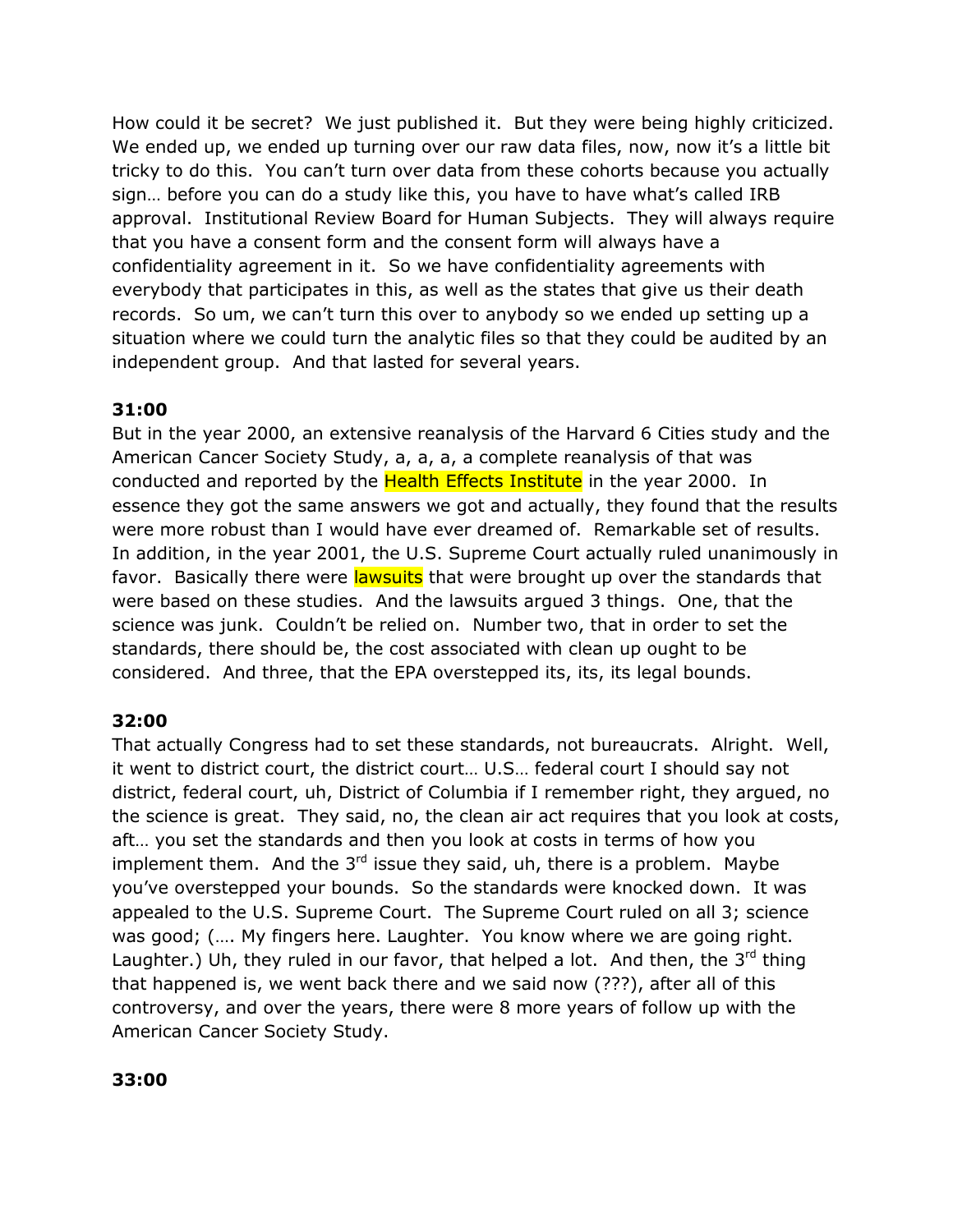How could it be secret? We just published it. But they were being highly criticized. We ended up, we ended up turning over our raw data files, now, now it's a little bit tricky to do this. You can't turn over data from these cohorts because you actually sign… before you can do a study like this, you have to have what's called IRB approval. Institutional Review Board for Human Subjects. They will always require that you have a consent form and the consent form will always have a confidentiality agreement in it. So we have confidentiality agreements with everybody that participates in this, as well as the states that give us their death records. So um, we can't turn this over to anybody so we ended up setting up a situation where we could turn the analytic files so that they could be audited by an independent group. And that lasted for several years.

**31:00**

But in the year 2000, an extensive reanalysis of the Harvard 6 Cities study and the American Cancer Society Study, a, a, a, a complete reanalysis of that was conducted and reported by the Health Effects Institute in the year 2000. In essence they got the same answers we got and actually, they found that the results were more robust than I would have ever dreamed of. Remarkable set of results. In addition, in the year 2001, the U.S. Supreme Court actually ruled unanimously in favor. Basically there were lawsuits that were brought up over the standards that were based on these studies. And the lawsuits argued 3 things. One, that the science was junk. Couldn't be relied on. Number two, that in order to set the standards, there should be, the cost associated with clean up ought to be considered. And three, that the EPA overstepped its, its, its legal bounds.

**32:00**

That actually Congress had to set these standards, not bureaucrats. Alright. Well, it went to district court, the district court… U.S… federal court I should say not district, federal court, uh, District of Columbia if I remember right, they argued, no the science is great. They said, no, the clean air act requires that you look at costs, aft… you set the standards and then you look at costs in terms of how you implement them. And the 3rd issue they said, uh, there is a problem. Maybe you've overstepped your bounds. So the standards were knocked down. It was appealed to the U.S. Supreme Court. The Supreme Court ruled on all 3; science was good; (…. My fingers here. Laughter. You know where we are going right. Laughter.) Uh, they ruled in our favor, that helped a lot. And then, the 3rd thing that happened is, we went back there and we said now (???), after all of this controversy, and over the years, there were 8 more years of follow up with the American Cancer Society Study.

**33:00**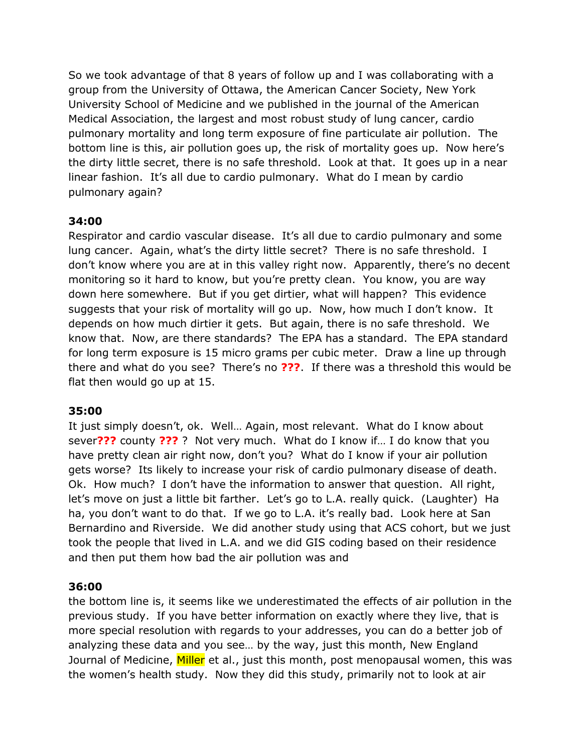So we took advantage of that 8 years of follow up and I was collaborating with a group from the University of Ottawa, the American Cancer Society, New York University School of Medicine and we published in the journal of the American Medical Association, the largest and most robust study of lung cancer, cardio pulmonary mortality and long term exposure of fine particulate air pollution. The bottom line is this, air pollution goes up, the risk of mortality goes up. Now here's the dirty little secret, there is no safe threshold. Look at that. It goes up in a near linear fashion. It's all due to cardio pulmonary. What do I mean by cardio pulmonary again?

**34:00**

Respirator and cardio vascular disease. It's all due to cardio pulmonary and some lung cancer. Again, what's the dirty little secret? There is no safe threshold. I don't know where you are at in this valley right now. Apparently, there's no decent monitoring so it hard to know, but you're pretty clean. You know, you are way down here somewhere. But if you get dirtier, what will happen? This evidence suggests that your risk of mortality will go up. Now, how much I don't know. It depends on how much dirtier it gets. But again, there is no safe threshold. We know that. Now, are there standards? The EPA has a standard. The EPA standard for long term exposure is 15 micro grams per cubic meter. Draw a line up through there and what do you see? There's no **???**. If there was a threshold this would be flat then would go up at 15.

**35:00**

It just simply doesn't, ok. Well… Again, most relevant. What do I know about sever**???** county **???** ? Not very much. What do I know if… I do know that you have pretty clean air right now, don't you? What do I know if your air pollution gets worse? Its likely to increase your risk of cardio pulmonary disease of death. Ok. How much? I don't have the information to answer that question. All right, let's move on just a little bit farther. Let's go to L.A. really quick. (Laughter) Ha ha, you don't want to do that. If we go to L.A. it's really bad. Look here at San Bernardino and Riverside. We did another study using that ACS cohort, but we just took the people that lived in L.A. and we did GIS coding based on their residence and then put them how bad the air pollution was and

**36:00**

the bottom line is, it seems like we underestimated the effects of air pollution in the previous study. If you have better information on exactly where they live, that is more special resolution with regards to your addresses, you can do a better job of analyzing these data and you see… by the way, just this month, New England Journal of Medicine, Miller et al., just this month, post menopausal women, this was the women's health study. Now they did this study, primarily not to look at air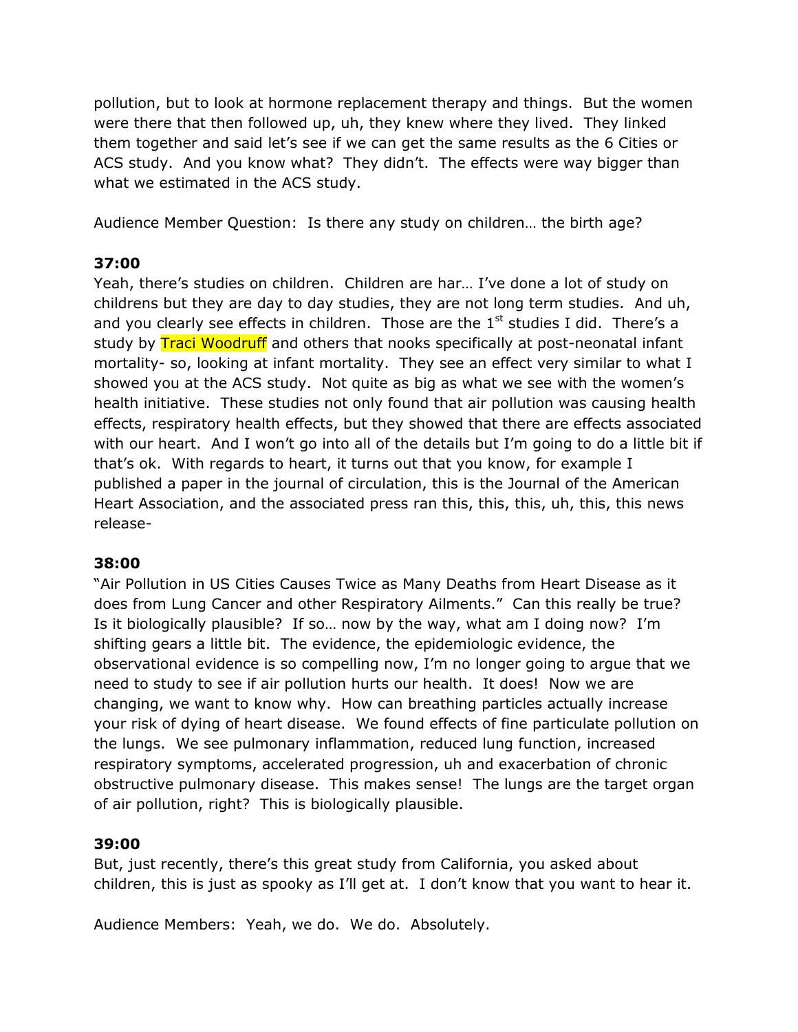pollution, but to look at hormone replacement therapy and things. But the women were there that then followed up, uh, they knew where they lived. They linked them together and said let's see if we can get the same results as the 6 Cities or ACS study. And you know what? They didn't. The effects were way bigger than what we estimated in the ACS study.

Audience Member Question: Is there any study on children… the birth age?

**37:00**

Yeah, there's studies on children. Children are har… I've done a lot of study on childrens but they are day to day studies, they are not long term studies. And uh, and you clearly see effects in children. Those are the 1st studies I did. There's a study by Traci Woodruff and others that nooks specifically at post-neonatal infant mortality- so, looking at infant mortality. They see an effect very similar to what I showed you at the ACS study. Not quite as big as what we see with the women's health initiative. These studies not only found that air pollution was causing health effects, respiratory health effects, but they showed that there are effects associated with our heart. And I won't go into all of the details but I'm going to do a little bit if that's ok. With regards to heart, it turns out that you know, for example I published a paper in the journal of circulation, this is the Journal of the American Heart Association, and the associated press ran this, this, this, uh, this, this news release-

**38:00**

"Air Pollution in US Cities Causes Twice as Many Deaths from Heart Disease as it does from Lung Cancer and other Respiratory Ailments." Can this really be true? Is it biologically plausible? If so… now by the way, what am I doing now? I'm shifting gears a little bit. The evidence, the epidemiologic evidence, the observational evidence is so compelling now, I'm no longer going to argue that we need to study to see if air pollution hurts our health. It does! Now we are changing, we want to know why. How can breathing particles actually increase your risk of dying of heart disease. We found effects of fine particulate pollution on the lungs. We see pulmonary inflammation, reduced lung function, increased respiratory symptoms, accelerated progression, uh and exacerbation of chronic obstructive pulmonary disease. This makes sense! The lungs are the target organ of air pollution, right? This is biologically plausible.

**39:00**

But, just recently, there's this great study from California, you asked about children, this is just as spooky as I'll get at. I don't know that you want to hear it.

Audience Members: Yeah, we do. We do. Absolutely.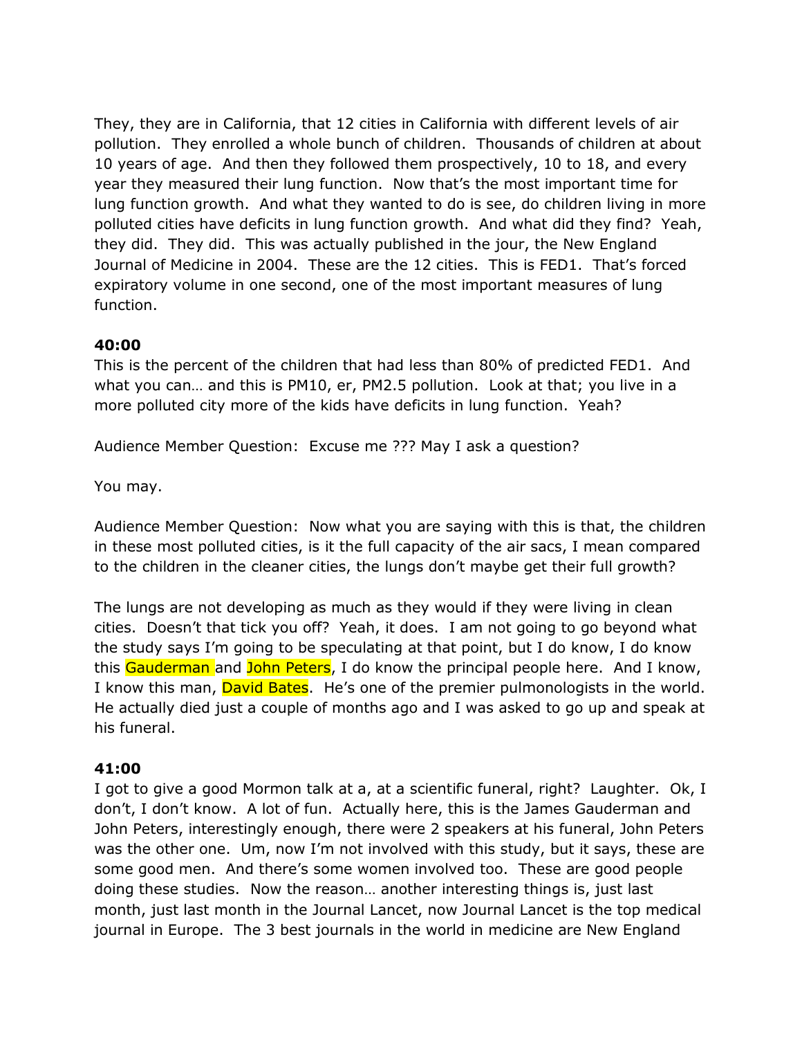They, they are in California, that 12 cities in California with different levels of air pollution. They enrolled a whole bunch of children. Thousands of children at about 10 years of age. And then they followed them prospectively, 10 to 18, and every year they measured their lung function. Now that's the most important time for lung function growth. And what they wanted to do is see, do children living in more polluted cities have deficits in lung function growth. And what did they find? Yeah, they did. They did. This was actually published in the jour, the New England Journal of Medicine in 2004. These are the 12 cities. This is FED1. That's forced expiratory volume in one second, one of the most important measures of lung function.

**40:00**

This is the percent of the children that had less than 80% of predicted FED1. And what you can… and this is PM10, er, PM2.5 pollution. Look at that; you live in a more polluted city more of the kids have deficits in lung function. Yeah?

Audience Member Question: Excuse me ??? May I ask a question?

You may.

Audience Member Question: Now what you are saying with this is that, the children in these most polluted cities, is it the full capacity of the air sacs, I mean compared to the children in the cleaner cities, the lungs don't maybe get their full growth?

The lungs are not developing as much as they would if they were living in clean cities. Doesn't that tick you off? Yeah, it does. I am not going to go beyond what the study says I'm going to be speculating at that point, but I do know, I do know this Gauderman and John Peters, I do know the principal people here. And I know, I know this man, David Bates. He's one of the premier pulmonologists in the world. He actually died just a couple of months ago and I was asked to go up and speak at his funeral.

**41:00**

I got to give a good Mormon talk at a, at a scientific funeral, right? Laughter. Ok, I don't, I don't know. A lot of fun. Actually here, this is the James Gauderman and John Peters, interestingly enough, there were 2 speakers at his funeral, John Peters was the other one. Um, now I'm not involved with this study, but it says, these are some good men. And there's some women involved too. These are good people doing these studies. Now the reason… another interesting things is, just last month, just last month in the Journal Lancet, now Journal Lancet is the top medical journal in Europe. The 3 best journals in the world in medicine are New England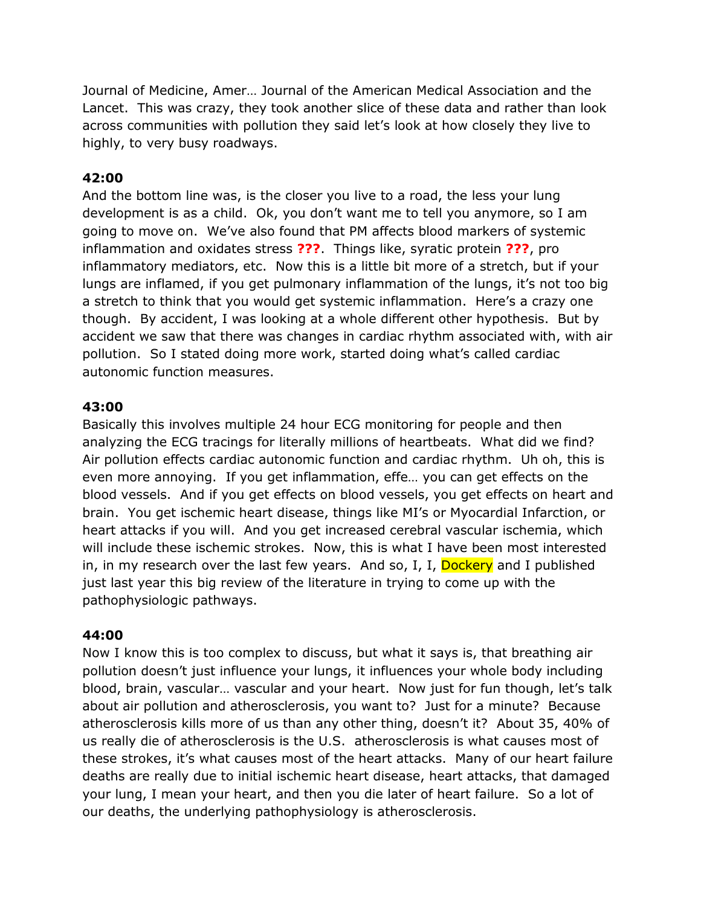Journal of Medicine, Amer… Journal of the American Medical Association and the Lancet. This was crazy, they took another slice of these data and rather than look across communities with pollution they said let's look at how closely they live to highly, to very busy roadways.

**42:00**

And the bottom line was, is the closer you live to a road, the less your lung development is as a child. Ok, you don't want me to tell you anymore, so I am going to move on. We've also found that PM affects blood markers of systemic inflammation and oxidates stress **???**. Things like, syratic protein **???**, pro inflammatory mediators, etc. Now this is a little bit more of a stretch, but if your lungs are inflamed, if you get pulmonary inflammation of the lungs, it's not too big a stretch to think that you would get systemic inflammation. Here's a crazy one though. By accident, I was looking at a whole different other hypothesis. But by accident we saw that there was changes in cardiac rhythm associated with, with air pollution. So I stated doing more work, started doing what's called cardiac autonomic function measures.

**43:00**

Basically this involves multiple 24 hour ECG monitoring for people and then analyzing the ECG tracings for literally millions of heartbeats. What did we find? Air pollution effects cardiac autonomic function and cardiac rhythm. Uh oh, this is even more annoying. If you get inflammation, effe… you can get effects on the blood vessels. And if you get effects on blood vessels, you get effects on heart and brain. You get ischemic heart disease, things like MI's or Myocardial Infarction, or heart attacks if you will. And you get increased cerebral vascular ischemia, which will include these ischemic strokes. Now, this is what I have been most interested in, in my research over the last few years. And so, I, I, Dockery and I published just last year this big review of the literature in trying to come up with the pathophysiologic pathways.

**44:00**

Now I know this is too complex to discuss, but what it says is, that breathing air pollution doesn't just influence your lungs, it influences your whole body including blood, brain, vascular… vascular and your heart. Now just for fun though, let's talk about air pollution and atherosclerosis, you want to? Just for a minute? Because atherosclerosis kills more of us than any other thing, doesn't it? About 35, 40% of us really die of atherosclerosis is the U.S. atherosclerosis is what causes most of these strokes, it's what causes most of the heart attacks. Many of our heart failure deaths are really due to initial ischemic heart disease, heart attacks, that damaged your lung, I mean your heart, and then you die later of heart failure. So a lot of our deaths, the underlying pathophysiology is atherosclerosis.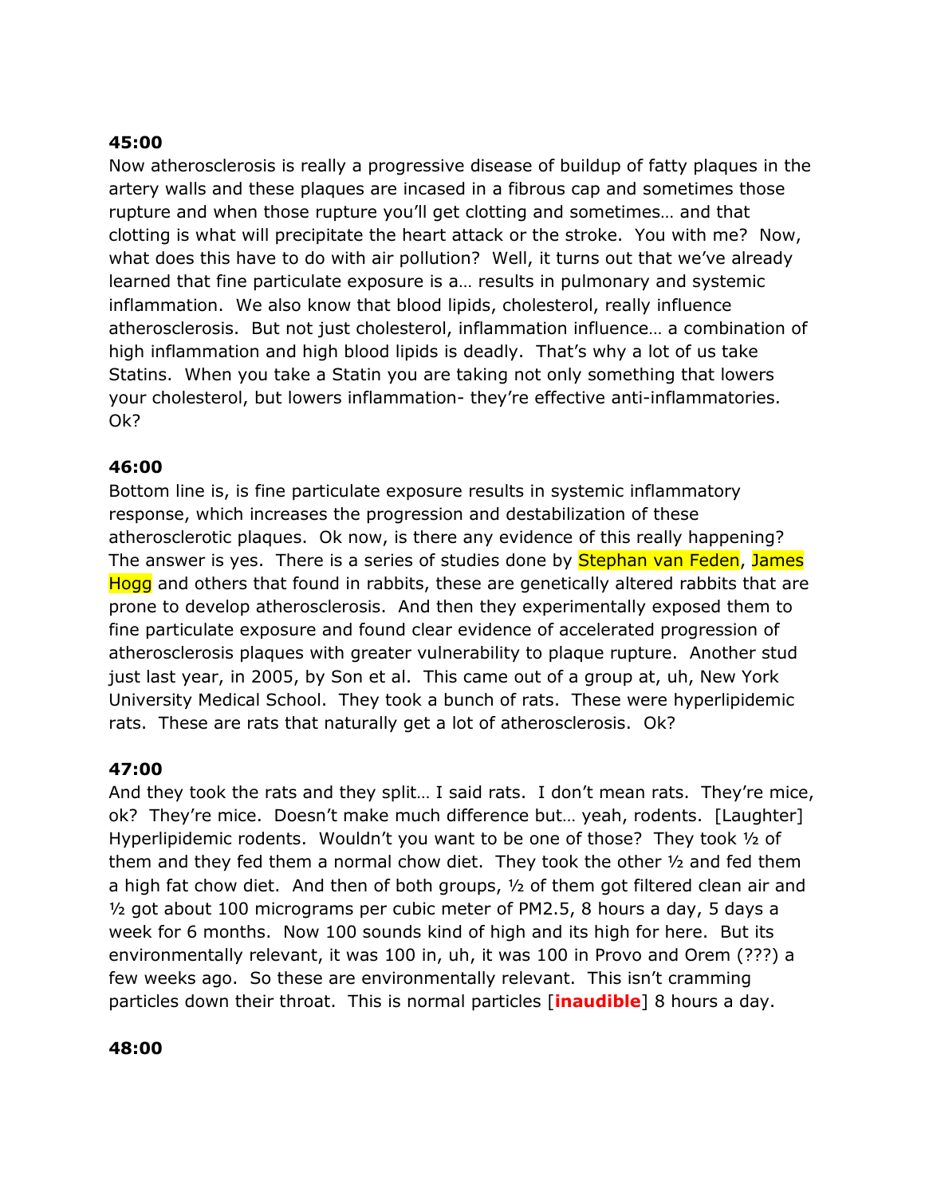**45:00**

Now atherosclerosis is really a progressive disease of buildup of fatty plaques in the artery walls and these plaques are incased in a fibrous cap and sometimes those rupture and when those rupture you'll get clotting and sometimes… and that clotting is what will precipitate the heart attack or the stroke. You with me? Now, what does this have to do with air pollution? Well, it turns out that we've already learned that fine particulate exposure is a… results in pulmonary and systemic inflammation. We also know that blood lipids, cholesterol, really influence atherosclerosis. But not just cholesterol, inflammation influence… a combination of high inflammation and high blood lipids is deadly. That's why a lot of us take Statins. When you take a Statin you are taking not only something that lowers your cholesterol, but lowers inflammation- they're effective anti-inflammatories. Ok?

**46:00**

Bottom line is, is fine particulate exposure results in systemic inflammatory response, which increases the progression and destabilization of these atherosclerotic plaques. Ok now, is there any evidence of this really happening? The answer is yes. There is a series of studies done by Stephan van Feden, James Hogg and others that found in rabbits, these are genetically altered rabbits that are prone to develop atherosclerosis. And then they experimentally exposed them to fine particulate exposure and found clear evidence of accelerated progression of atherosclerosis plaques with greater vulnerability to plaque rupture. Another stud just last year, in 2005, by Son et al. This came out of a group at, uh, New York University Medical School. They took a bunch of rats. These were hyperlipidemic rats. These are rats that naturally get a lot of atherosclerosis. Ok?

**47:00**

And they took the rats and they split… I said rats. I don't mean rats. They're mice, ok? They're mice. Doesn't make much difference but… yeah, rodents. [Laughter] Hyperlipidemic rodents. Wouldn't you want to be one of those? They took ½ of them and they fed them a normal chow diet. They took the other ½ and fed them a high fat chow diet. And then of both groups, ½ of them got filtered clean air and ½ got about 100 micrograms per cubic meter of PM2.5, 8 hours a day, 5 days a week for 6 months. Now 100 sounds kind of high and its high for here. But its environmentally relevant, it was 100 in, uh, it was 100 in Provo and Orem (???) a few weeks ago. So these are environmentally relevant. This isn't cramming particles down their throat. This is normal particles [**inaudible**] 8 hours a day.

**48:00**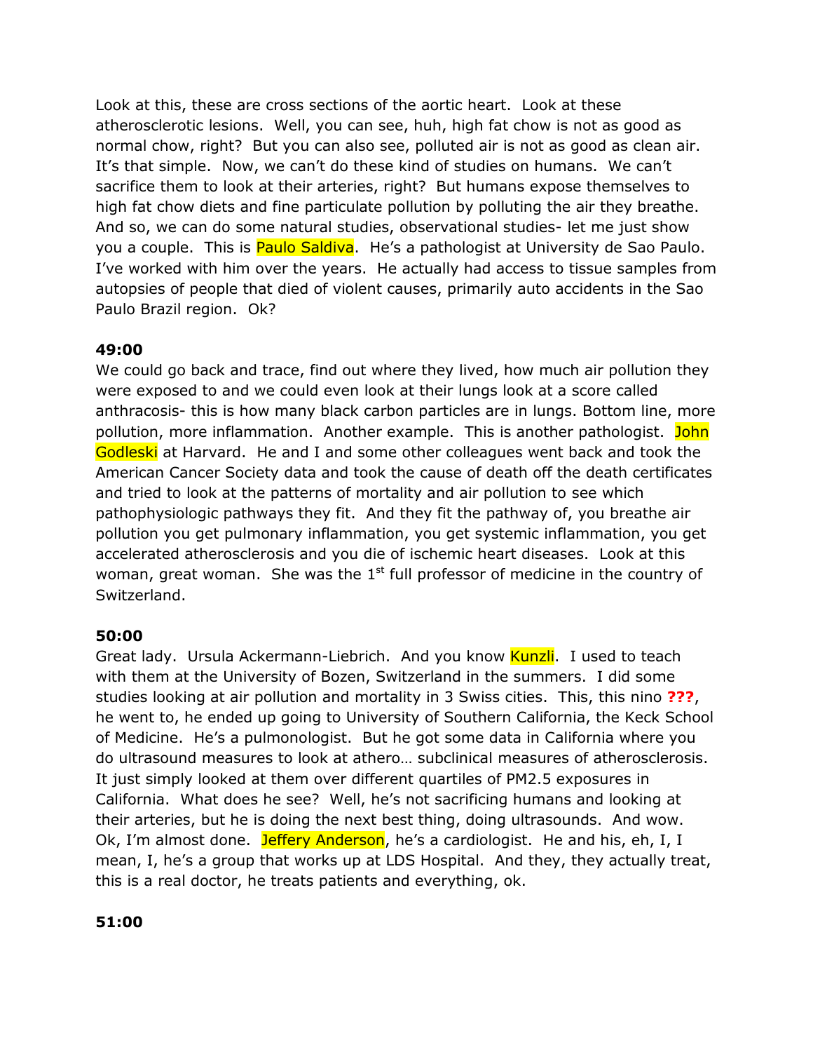Look at this, these are cross sections of the aortic heart. Look at these atherosclerotic lesions. Well, you can see, huh, high fat chow is not as good as normal chow, right? But you can also see, polluted air is not as good as clean air. It's that simple. Now, we can't do these kind of studies on humans. We can't sacrifice them to look at their arteries, right? But humans expose themselves to high fat chow diets and fine particulate pollution by polluting the air they breathe. And so, we can do some natural studies, observational studies- let me just show you a couple. This is Paulo Saldiva. He's a pathologist at University de Sao Paulo. I've worked with him over the years. He actually had access to tissue samples from autopsies of people that died of violent causes, primarily auto accidents in the Sao Paulo Brazil region. Ok?

**49:00**

We could go back and trace, find out where they lived, how much air pollution they were exposed to and we could even look at their lungs look at a score called anthracosis- this is how many black carbon particles are in lungs. Bottom line, more pollution, more inflammation. Another example. This is another pathologist. John Godleski at Harvard. He and I and some other colleagues went back and took the American Cancer Society data and took the cause of death off the death certificates and tried to look at the patterns of mortality and air pollution to see which pathophysiologic pathways they fit. And they fit the pathway of, you breathe air pollution you get pulmonary inflammation, you get systemic inflammation, you get accelerated atherosclerosis and you die of ischemic heart diseases. Look at this woman, great woman. She was the 1st full professor of medicine in the country of Switzerland.

**50:00**

Great lady. Ursula Ackermann-Liebrich. And you know Kunzli. I used to teach with them at the University of Bozen, Switzerland in the summers. I did some studies looking at air pollution and mortality in 3 Swiss cities. This, this nino **???**, he went to, he ended up going to University of Southern California, the Keck School of Medicine. He's a pulmonologist. But he got some data in California where you do ultrasound measures to look at athero… subclinical measures of atherosclerosis. It just simply looked at them over different quartiles of PM2.5 exposures in California. What does he see? Well, he's not sacrificing humans and looking at their arteries, but he is doing the next best thing, doing ultrasounds. And wow. Ok, I'm almost done. Jeffery Anderson, he's a cardiologist. He and his, eh, I, I mean, I, he's a group that works up at LDS Hospital. And they, they actually treat, this is a real doctor, he treats patients and everything, ok.

**51:00**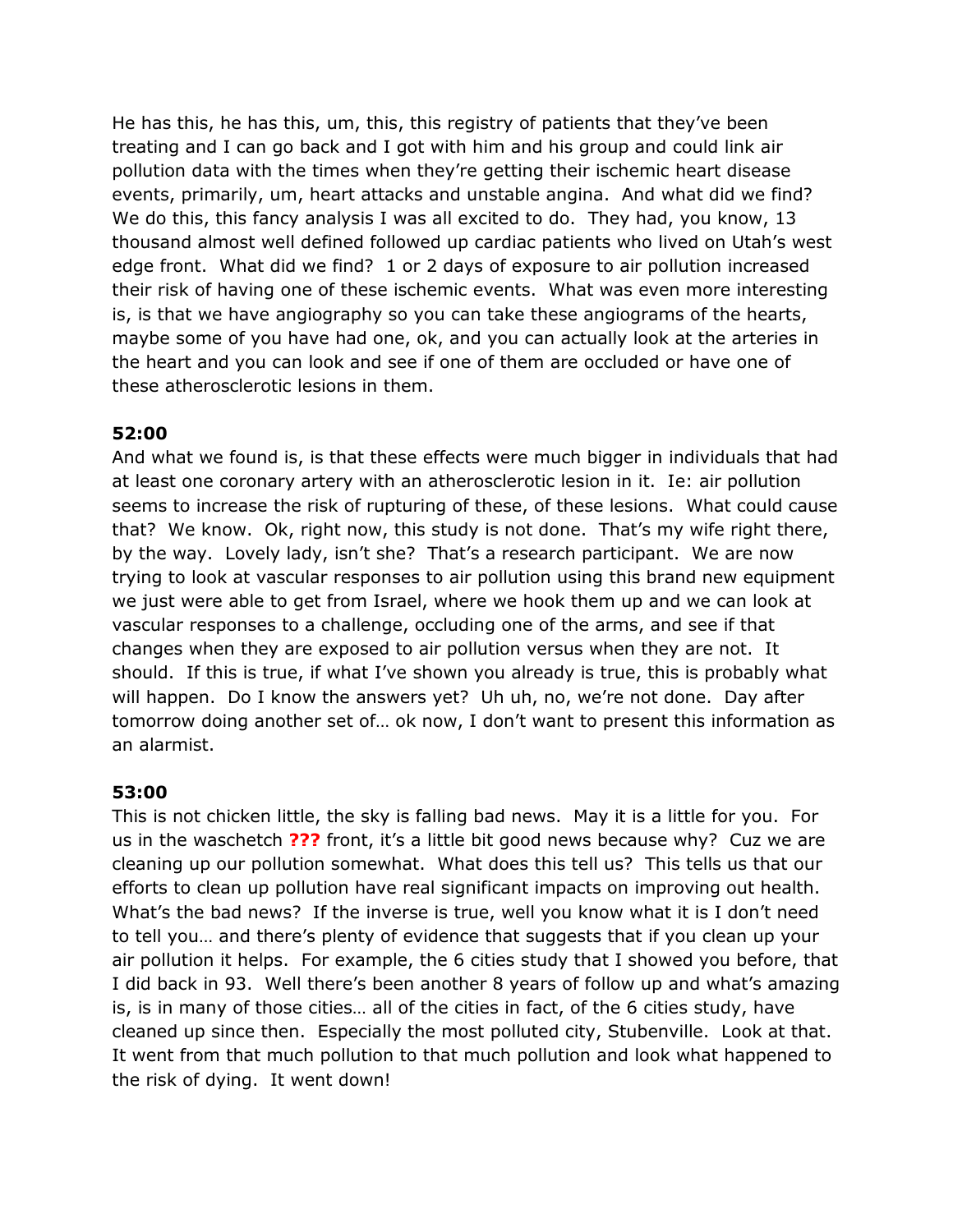He has this, he has this, um, this, this registry of patients that they've been treating and I can go back and I got with him and his group and could link air pollution data with the times when they're getting their ischemic heart disease events, primarily, um, heart attacks and unstable angina. And what did we find? We do this, this fancy analysis I was all excited to do. They had, you know, 13 thousand almost well defined followed up cardiac patients who lived on Utah's west edge front. What did we find? 1 or 2 days of exposure to air pollution increased their risk of having one of these ischemic events. What was even more interesting is, is that we have angiography so you can take these angiograms of the hearts, maybe some of you have had one, ok, and you can actually look at the arteries in the heart and you can look and see if one of them are occluded or have one of these atherosclerotic lesions in them.

**52:00**

And what we found is, is that these effects were much bigger in individuals that had at least one coronary artery with an atherosclerotic lesion in it. Ie: air pollution seems to increase the risk of rupturing of these, of these lesions. What could cause that? We know. Ok, right now, this study is not done. That's my wife right there, by the way. Lovely lady, isn't she? That's a research participant. We are now trying to look at vascular responses to air pollution using this brand new equipment we just were able to get from Israel, where we hook them up and we can look at vascular responses to a challenge, occluding one of the arms, and see if that changes when they are exposed to air pollution versus when they are not. It should. If this is true, if what I've shown you already is true, this is probably what will happen. Do I know the answers yet? Uh uh, no, we're not done. Day after tomorrow doing another set of… ok now, I don't want to present this information as an alarmist.

**53:00**

This is not chicken little, the sky is falling bad news. May it is a little for you. For us in the waschetch **???** front, it's a little bit good news because why? Cuz we are cleaning up our pollution somewhat. What does this tell us? This tells us that our efforts to clean up pollution have real significant impacts on improving out health. What's the bad news? If the inverse is true, well you know what it is I don't need to tell you… and there's plenty of evidence that suggests that if you clean up your air pollution it helps. For example, the 6 cities study that I showed you before, that I did back in 93. Well there's been another 8 years of follow up and what's amazing is, is in many of those cities… all of the cities in fact, of the 6 cities study, have cleaned up since then. Especially the most polluted city, Stubenville. Look at that. It went from that much pollution to that much pollution and look what happened to the risk of dying. It went down!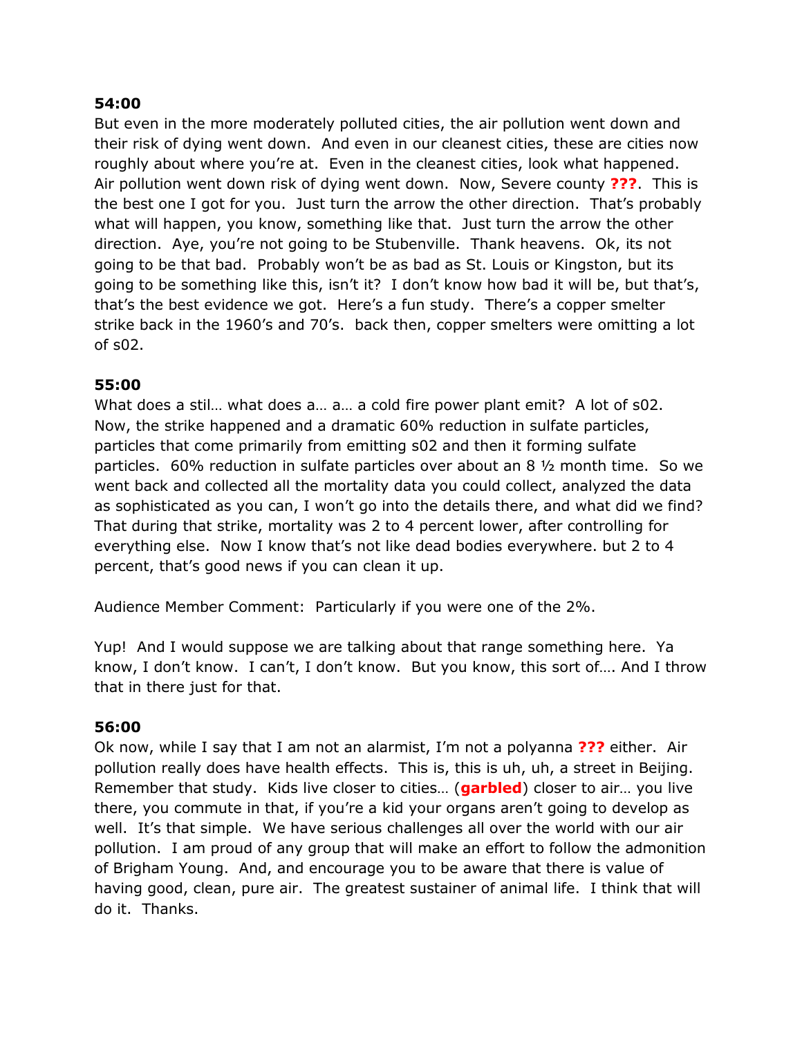**54:00**

But even in the more moderately polluted cities, the air pollution went down and their risk of dying went down. And even in our cleanest cities, these are cities now roughly about where you're at. Even in the cleanest cities, look what happened. Air pollution went down risk of dying went down. Now, Severe county **???**. This is the best one I got for you. Just turn the arrow the other direction. That's probably what will happen, you know, something like that. Just turn the arrow the other direction. Aye, you're not going to be Stubenville. Thank heavens. Ok, its not going to be that bad. Probably won't be as bad as St. Louis or Kingston, but its going to be something like this, isn't it? I don't know how bad it will be, but that's, that's the best evidence we got. Here's a fun study. There's a copper smelter strike back in the 1960's and 70's. back then, copper smelters were omitting a lot of s02.

**55:00**

What does a stil… what does a… a… a cold fire power plant emit? A lot of s02. Now, the strike happened and a dramatic 60% reduction in sulfate particles, particles that come primarily from emitting s02 and then it forming sulfate particles. 60% reduction in sulfate particles over about an 8 ½ month time. So we went back and collected all the mortality data you could collect, analyzed the data as sophisticated as you can, I won't go into the details there, and what did we find? That during that strike, mortality was 2 to 4 percent lower, after controlling for everything else. Now I know that's not like dead bodies everywhere. but 2 to 4 percent, that's good news if you can clean it up.

Audience Member Comment: Particularly if you were one of the 2%.

Yup! And I would suppose we are talking about that range something here. Ya know, I don't know. I can't, I don't know. But you know, this sort of…. And I throw that in there just for that.

**56:00**

Ok now, while I say that I am not an alarmist, I'm not a polyanna **???** either. Air pollution really does have health effects. This is, this is uh, uh, a street in Beijing. Remember that study. Kids live closer to cities… (**garbled**) closer to air… you live there, you commute in that, if you're a kid your organs aren't going to develop as well. It's that simple. We have serious challenges all over the world with our air pollution. I am proud of any group that will make an effort to follow the admonition of Brigham Young. And, and encourage you to be aware that there is value of having good, clean, pure air. The greatest sustainer of animal life. I think that will do it. Thanks.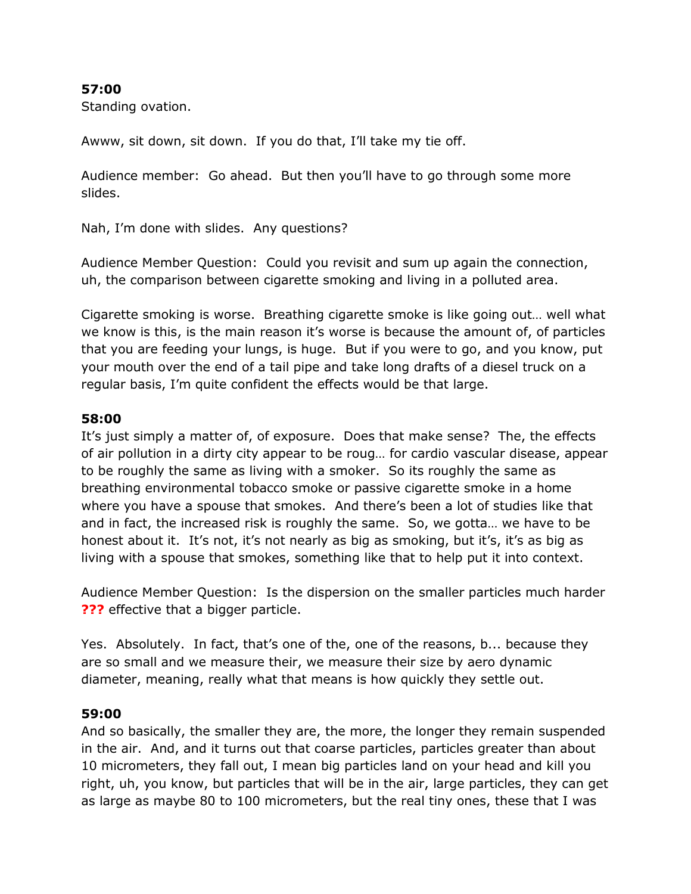**57:00**
Standing ovation.

Awww, sit down, sit down. If you do that, I'll take my tie off.

Audience member: Go ahead. But then you'll have to go through some more slides.

Nah, I'm done with slides. Any questions?

Audience Member Question: Could you revisit and sum up again the connection, uh, the comparison between cigarette smoking and living in a polluted area.

Cigarette smoking is worse. Breathing cigarette smoke is like going out… well what we know is this, is the main reason it's worse is because the amount of, of particles that you are feeding your lungs, is huge. But if you were to go, and you know, put your mouth over the end of a tail pipe and take long drafts of a diesel truck on a regular basis, I'm quite confident the effects would be that large.

**58:00**
It's just simply a matter of, of exposure. Does that make sense? The, the effects of air pollution in a dirty city appear to be roug… for cardio vascular disease, appear to be roughly the same as living with a smoker. So its roughly the same as breathing environmental tobacco smoke or passive cigarette smoke in a home where you have a spouse that smokes. And there's been a lot of studies like that and in fact, the increased risk is roughly the same. So, we gotta… we have to be honest about it. It's not, it's not nearly as big as smoking, but it's, it's as big as living with a spouse that smokes, something like that to help put it into context.

Audience Member Question: Is the dispersion on the smaller particles much harder **???** effective that a bigger particle.

Yes. Absolutely. In fact, that's one of the, one of the reasons, b... because they are so small and we measure their, we measure their size by aero dynamic diameter, meaning, really what that means is how quickly they settle out.

**59:00**
And so basically, the smaller they are, the more, the longer they remain suspended in the air. And, and it turns out that coarse particles, particles greater than about 10 micrometers, they fall out, I mean big particles land on your head and kill you right, uh, you know, but particles that will be in the air, large particles, they can get as large as maybe 80 to 100 micrometers, but the real tiny ones, these that I was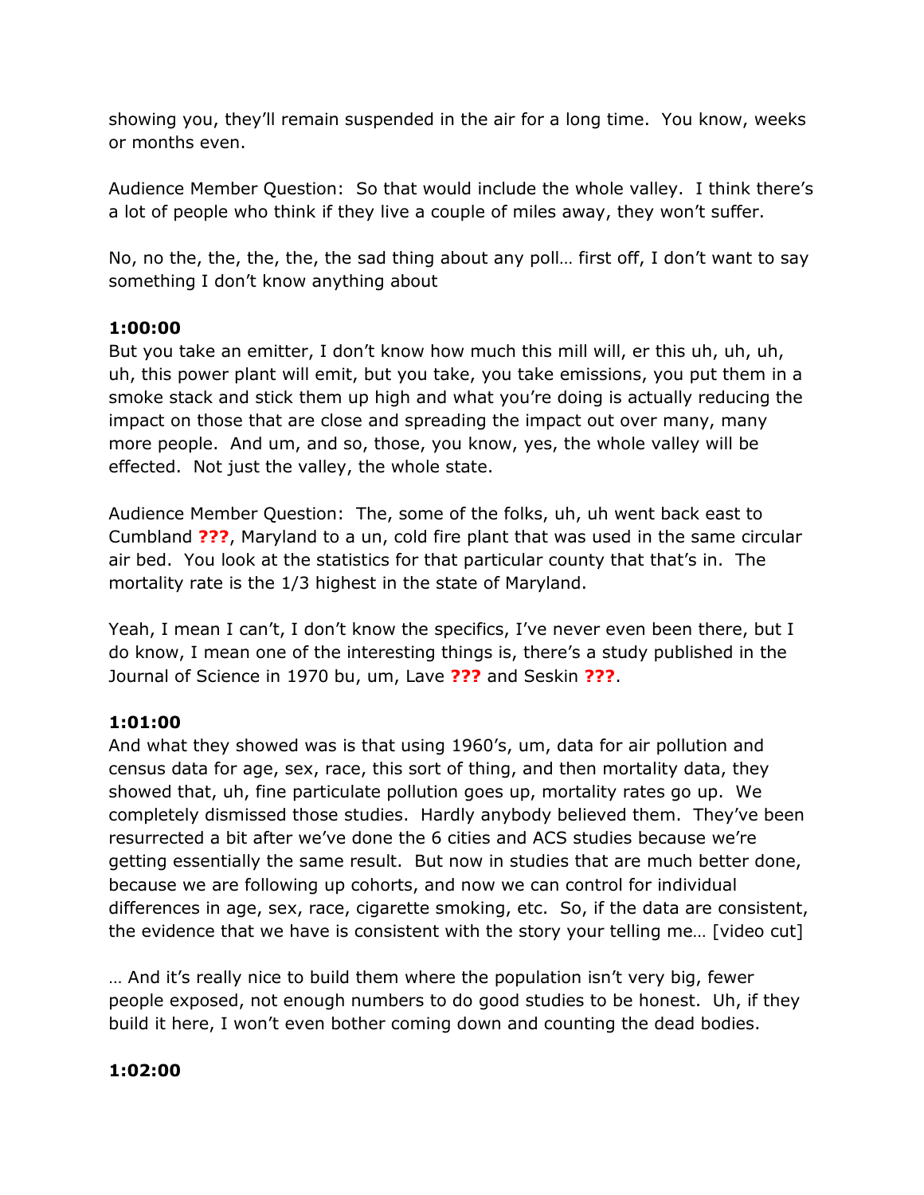showing you, they'll remain suspended in the air for a long time. You know, weeks or months even.

Audience Member Question: So that would include the whole valley. I think there's a lot of people who think if they live a couple of miles away, they won't suffer.

No, no the, the, the, the, the sad thing about any poll… first off, I don't want to say something I don't know anything about

**1:00:00**

But you take an emitter, I don't know how much this mill will, er this uh, uh, uh, uh, this power plant will emit, but you take, you take emissions, you put them in a smoke stack and stick them up high and what you're doing is actually reducing the impact on those that are close and spreading the impact out over many, many more people. And um, and so, those, you know, yes, the whole valley will be effected. Not just the valley, the whole state.

Audience Member Question: The, some of the folks, uh, uh went back east to Cumbland **???**, Maryland to a un, cold fire plant that was used in the same circular air bed. You look at the statistics for that particular county that that's in. The mortality rate is the 1/3 highest in the state of Maryland.

Yeah, I mean I can't, I don't know the specifics, I've never even been there, but I do know, I mean one of the interesting things is, there's a study published in the Journal of Science in 1970 bu, um, Lave **???** and Seskin **???**.

**1:01:00**

And what they showed was is that using 1960's, um, data for air pollution and census data for age, sex, race, this sort of thing, and then mortality data, they showed that, uh, fine particulate pollution goes up, mortality rates go up. We completely dismissed those studies. Hardly anybody believed them. They've been resurrected a bit after we've done the 6 cities and ACS studies because we're getting essentially the same result. But now in studies that are much better done, because we are following up cohorts, and now we can control for individual differences in age, sex, race, cigarette smoking, etc. So, if the data are consistent, the evidence that we have is consistent with the story your telling me… [video cut]

… And it's really nice to build them where the population isn't very big, fewer people exposed, not enough numbers to do good studies to be honest. Uh, if they build it here, I won't even bother coming down and counting the dead bodies.

**1:02:00**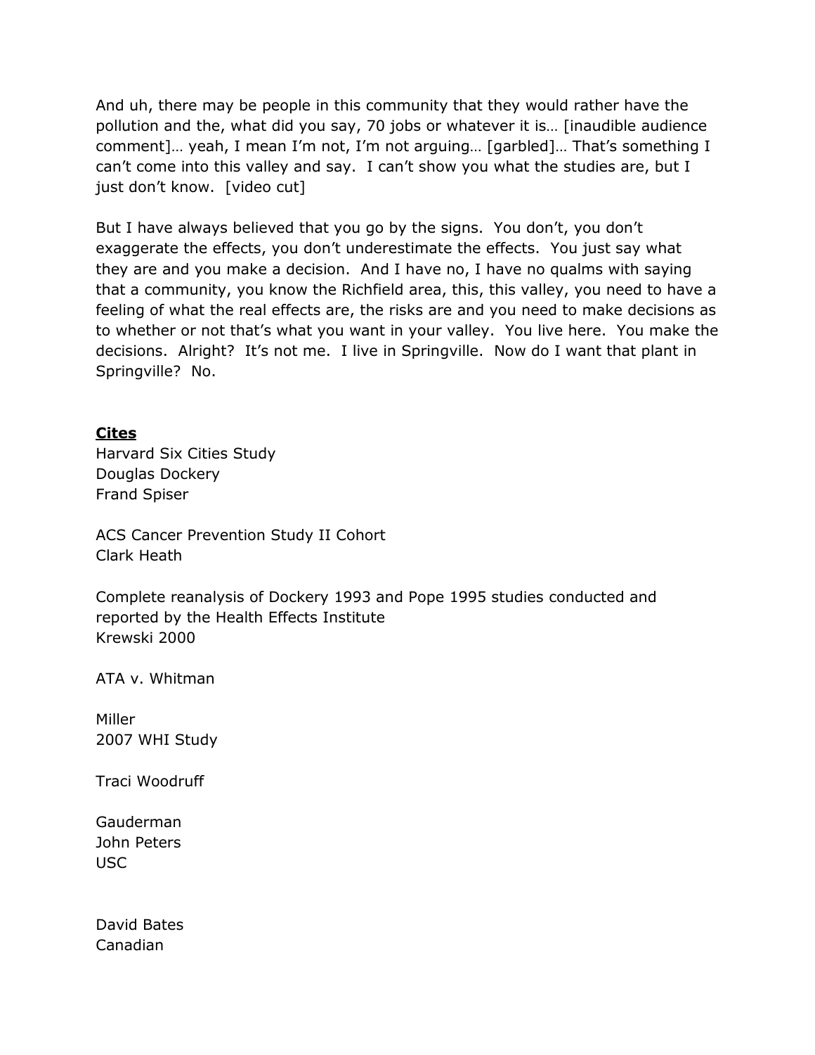And uh, there may be people in this community that they would rather have the pollution and the, what did you say, 70 jobs or whatever it is… [inaudible audience comment]… yeah, I mean I'm not, I'm not arguing… [garbled]… That's something I can't come into this valley and say. I can't show you what the studies are, but I just don't know. [video cut]

But I have always believed that you go by the signs. You don't, you don't exaggerate the effects, you don't underestimate the effects. You just say what they are and you make a decision. And I have no, I have no qualms with saying that a community, you know the Richfield area, this, this valley, you need to have a feeling of what the real effects are, the risks are and you need to make decisions as to whether or not that's what you want in your valley. You live here. You make the decisions. Alright? It's not me. I live in Springville. Now do I want that plant in Springville? No.

**Cites**

Harvard Six Cities Study
Douglas Dockery
Frand Spiser

ACS Cancer Prevention Study II Cohort
Clark Heath

Complete reanalysis of Dockery 1993 and Pope 1995 studies conducted and reported by the Health Effects Institute
Krewski 2000

ATA v. Whitman

Miller
2007 WHI Study

Traci Woodruff

Gauderman
John Peters
USC

David Bates
Canadian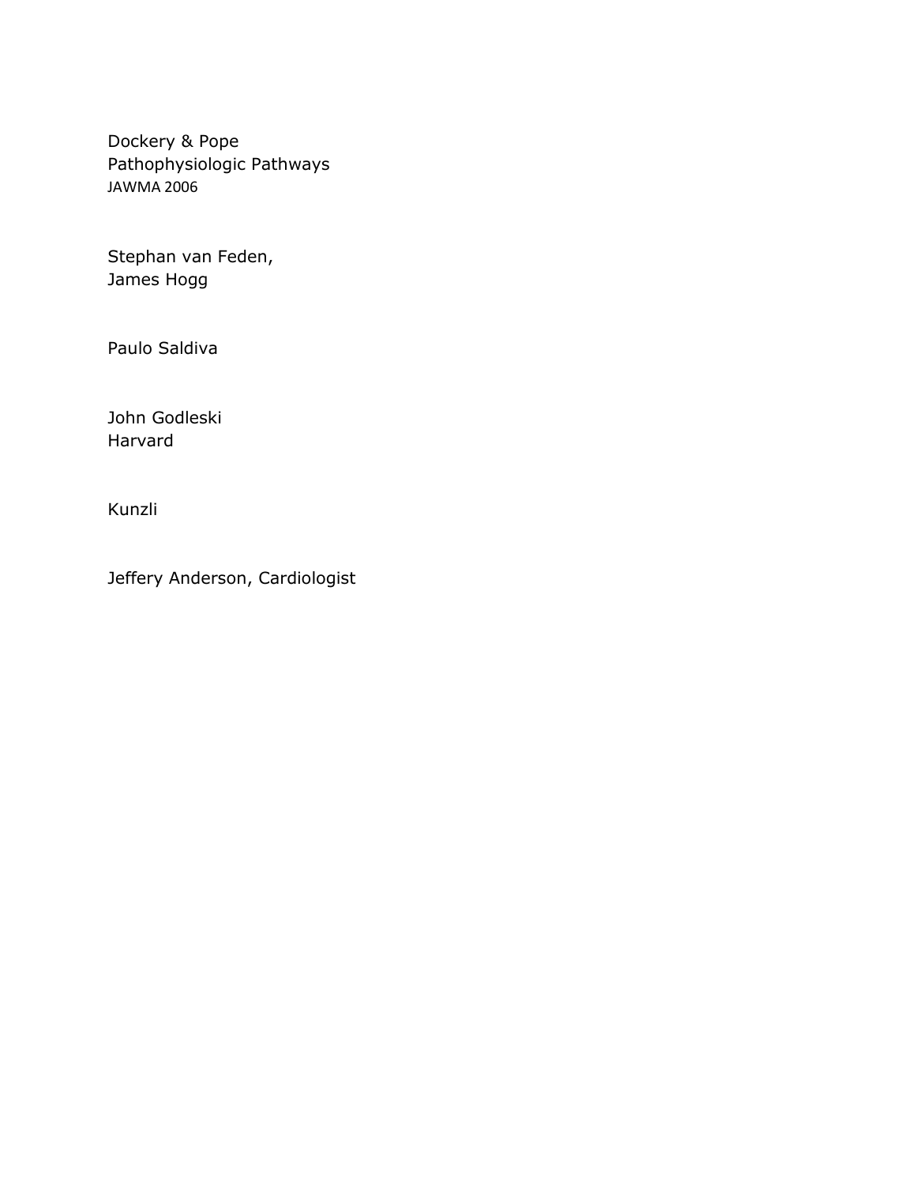Dockery & Pope
Pathophysiologic Pathways
JAWMA 2006

Stephan van Feden,
James Hogg

Paulo Saldiva

John Godleski
Harvard

Kunzli

Jeffery Anderson, Cardiologist